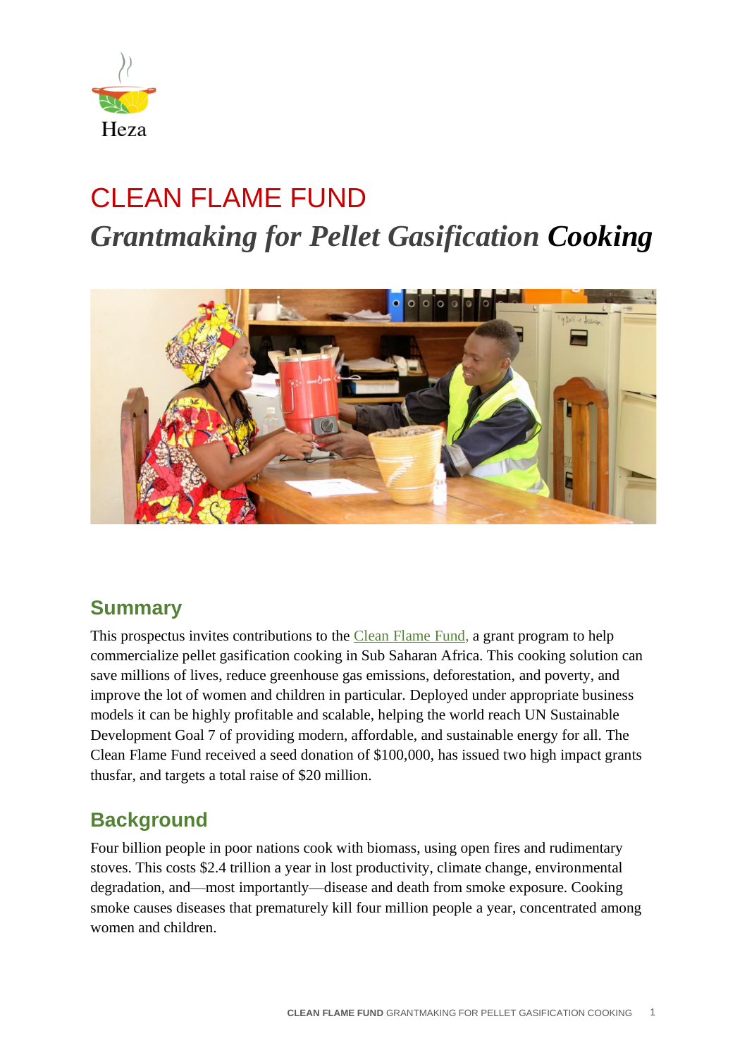Heza

# CLEAN FLAME FUND

## *Grantmaking for Pellet Gasification* ***Cooking***

## Summary

This prospectus invites contributions to the Clean Flame Fund, a grant program to help commercialize pellet gasification cooking in Sub Saharan Africa. This cooking solution can save millions of lives, reduce greenhouse gas emissions, deforestation, and poverty, and improve the lot of women and children in particular. Deployed under appropriate business models it can be highly profitable and scalable, helping the world reach UN Sustainable Development Goal 7 of providing modern, affordable, and sustainable energy for all. The Clean Flame Fund received a seed donation of $100,000, has issued two high impact grants thusfar, and targets a total raise of $20 million.

## Background

Four billion people in poor nations cook with biomass, using open fires and rudimentary stoves. This costs $2.4 trillion a year in lost productivity, climate change, environmental degradation, and—most importantly—disease and death from smoke exposure. Cooking smoke causes diseases that prematurely kill four million people a year, concentrated among women and children.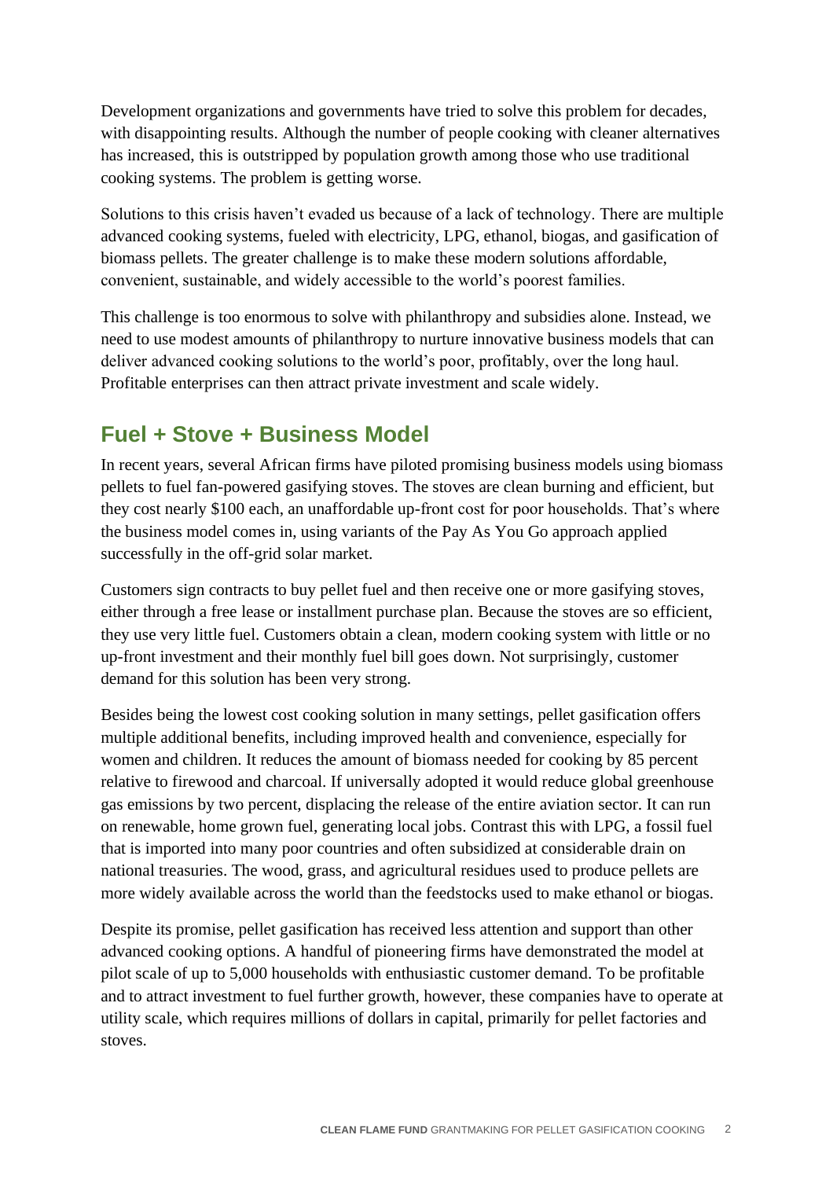Development organizations and governments have tried to solve this problem for decades, with disappointing results. Although the number of people cooking with cleaner alternatives has increased, this is outstripped by population growth among those who use traditional cooking systems. The problem is getting worse.

Solutions to this crisis haven't evaded us because of a lack of technology. There are multiple advanced cooking systems, fueled with electricity, LPG, ethanol, biogas, and gasification of biomass pellets. The greater challenge is to make these modern solutions affordable, convenient, sustainable, and widely accessible to the world's poorest families.

This challenge is too enormous to solve with philanthropy and subsidies alone. Instead, we need to use modest amounts of philanthropy to nurture innovative business models that can deliver advanced cooking solutions to the world's poor, profitably, over the long haul. Profitable enterprises can then attract private investment and scale widely.

## Fuel + Stove + Business Model

In recent years, several African firms have piloted promising business models using biomass pellets to fuel fan-powered gasifying stoves. The stoves are clean burning and efficient, but they cost nearly $100 each, an unaffordable up-front cost for poor households. That's where the business model comes in, using variants of the Pay As You Go approach applied successfully in the off-grid solar market.

Customers sign contracts to buy pellet fuel and then receive one or more gasifying stoves, either through a free lease or installment purchase plan. Because the stoves are so efficient, they use very little fuel. Customers obtain a clean, modern cooking system with little or no up-front investment and their monthly fuel bill goes down. Not surprisingly, customer demand for this solution has been very strong.

Besides being the lowest cost cooking solution in many settings, pellet gasification offers multiple additional benefits, including improved health and convenience, especially for women and children. It reduces the amount of biomass needed for cooking by 85 percent relative to firewood and charcoal. If universally adopted it would reduce global greenhouse gas emissions by two percent, displacing the release of the entire aviation sector. It can run on renewable, home grown fuel, generating local jobs. Contrast this with LPG, a fossil fuel that is imported into many poor countries and often subsidized at considerable drain on national treasuries. The wood, grass, and agricultural residues used to produce pellets are more widely available across the world than the feedstocks used to make ethanol or biogas.

Despite its promise, pellet gasification has received less attention and support than other advanced cooking options. A handful of pioneering firms have demonstrated the model at pilot scale of up to 5,000 households with enthusiastic customer demand. To be profitable and to attract investment to fuel further growth, however, these companies have to operate at utility scale, which requires millions of dollars in capital, primarily for pellet factories and stoves.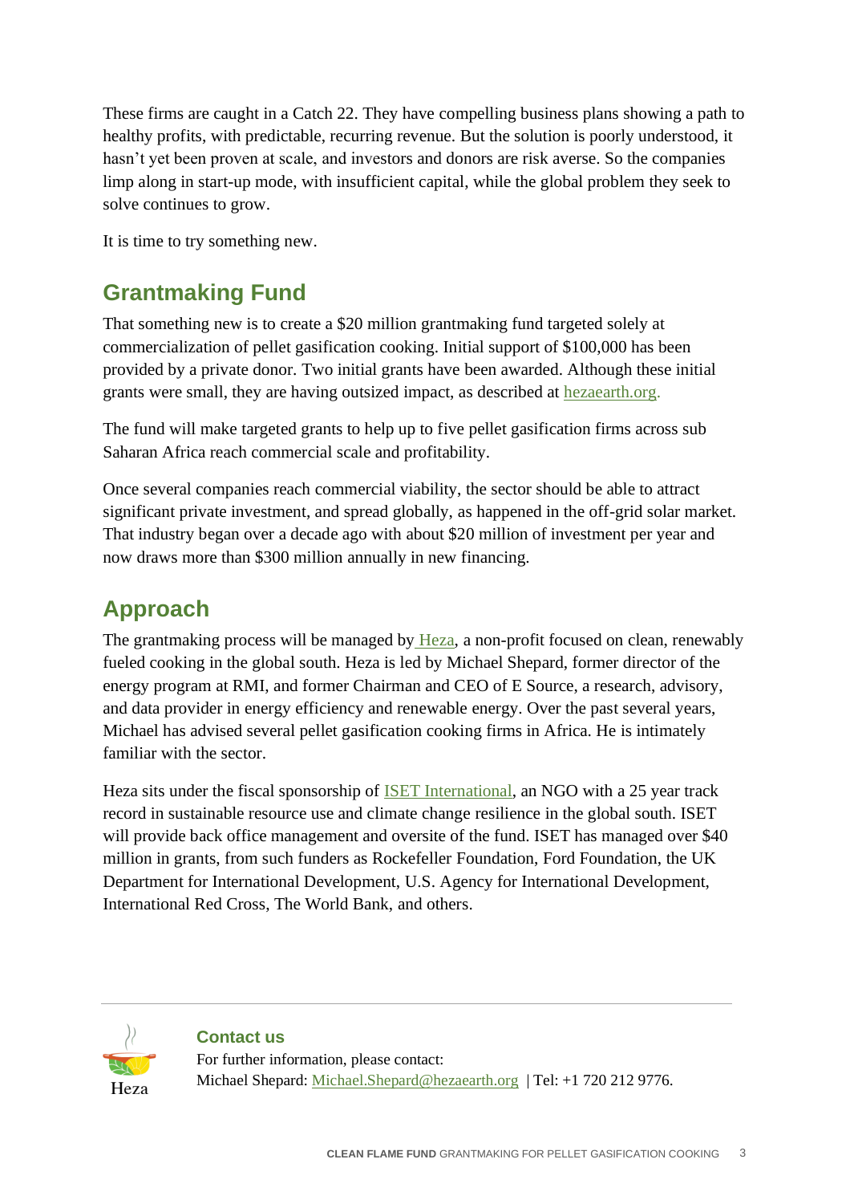These firms are caught in a Catch 22. They have compelling business plans showing a path to healthy profits, with predictable, recurring revenue. But the solution is poorly understood, it hasn't yet been proven at scale, and investors and donors are risk averse. So the companies limp along in start-up mode, with insufficient capital, while the global problem they seek to solve continues to grow.

It is time to try something new.

## Grantmaking Fund

That something new is to create a $20 million grantmaking fund targeted solely at commercialization of pellet gasification cooking. Initial support of $100,000 has been provided by a private donor. Two initial grants have been awarded. Although these initial grants were small, they are having outsized impact, as described at [hezaearth.org.](hezaearth.org)

The fund will make targeted grants to help up to five pellet gasification firms across sub Saharan Africa reach commercial scale and profitability.

Once several companies reach commercial viability, the sector should be able to attract significant private investment, and spread globally, as happened in the off-grid solar market. That industry began over a decade ago with about $20 million of investment per year and now draws more than $300 million annually in new financing.

## Approach

The grantmaking process will be managed by Heza, a non-profit focused on clean, renewably fueled cooking in the global south. Heza is led by Michael Shepard, former director of the energy program at RMI, and former Chairman and CEO of E Source, a research, advisory, and data provider in energy efficiency and renewable energy. Over the past several years, Michael has advised several pellet gasification cooking firms in Africa. He is intimately familiar with the sector.

Heza sits under the fiscal sponsorship of ISET International, an NGO with a 25 year track record in sustainable resource use and climate change resilience in the global south. ISET will provide back office management and oversite of the fund. ISET has managed over $40 million in grants, from such funders as Rockefeller Foundation, Ford Foundation, the UK Department for International Development, U.S. Agency for International Development, International Red Cross, The World Bank, and others.

Heza

### Contact us

For further information, please contact:
Michael Shepard: Michael.Shepard@hezaearth.org | Tel: +1 720 212 9776.